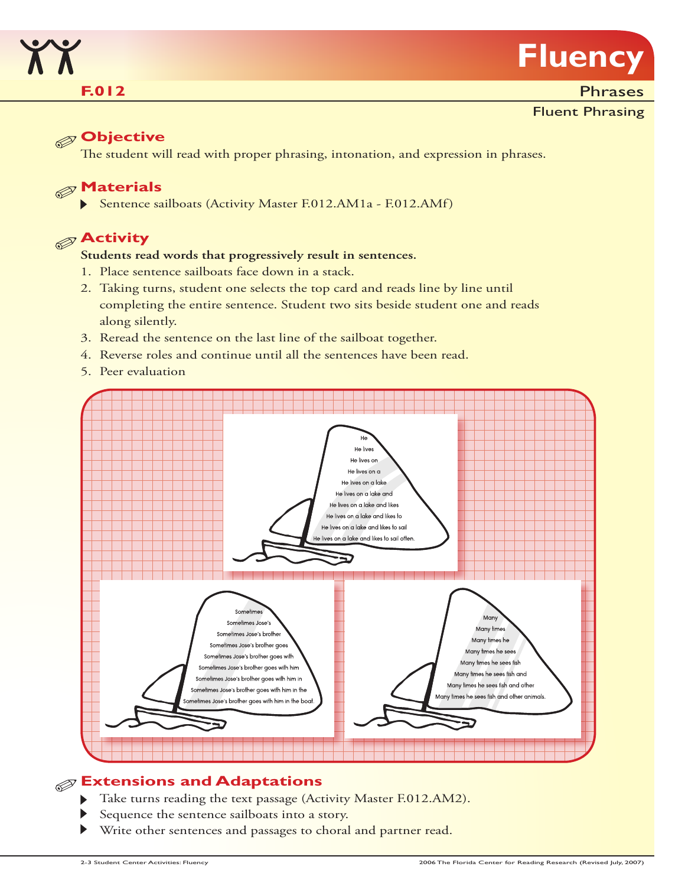# Fluency

**F.012**

## Phrases

### Fluent Phrasing

## Objective

The student will read with proper phrasing, intonation, and expression in phrases.

## Materials

- Sentence sailboats (Activity Master F.012.AM1a - F.012.AMf)

## Activity

**Students read words that progressively result in sentences.**

1. Place sentence sailboats face down in a stack.
2. Taking turns, student one selects the top card and reads line by line until completing the entire sentence. Student two sits beside student one and reads along silently.
3. Reread the sentence on the last line of the sailboat together.
4. Reverse roles and continue until all the sentences have been read.
5. Peer evaluation

He
He lives
He lives on
He lives on a
He lives on a lake
He lives on a lake and
He lives on a lake and likes
He lives on a lake and likes to
He lives on a lake and likes to sail
He lives on a lake and likes to sail often.

Sometimes
Sometimes Jose's
Sometimes Jose's brother
Sometimes Jose's brother goes
Sometimes Jose's brother goes with
Sometimes Jose's brother goes with him
Sometimes Jose's brother goes with him in
Sometimes Jose's brother goes with him in the
Sometimes Jose's brother goes with him in the boat.

Many
Many times
Many times he
Many times he sees
Many times he sees fish
Many times he sees fish and
Many times he sees fish and other
Many times he sees fish and other animals.

## Extensions and Adaptations

- Take turns reading the text passage (Activity Master F.012.AM2).
- Sequence the sentence sailboats into a story.
- Write other sentences and passages to choral and partner read.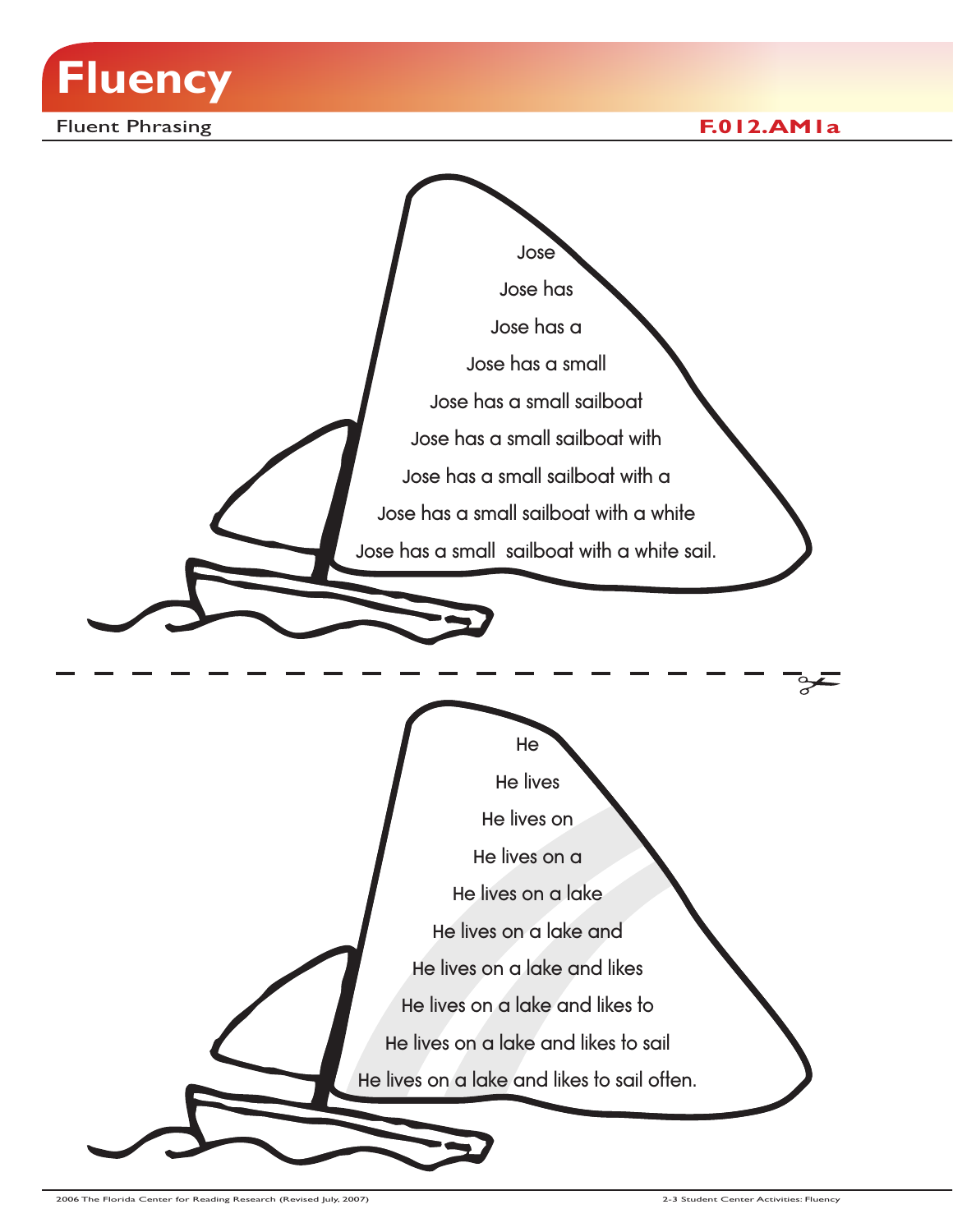# Fluency

Fluent Phrasing

**F.012.AM1a**

Jose

Jose has

Jose has a

Jose has a small

Jose has a small sailboat

Jose has a small sailboat with

Jose has a small sailboat with a

Jose has a small sailboat with a white

Jose has a small  sailboat with a white sail.

---

He

He lives

He lives on

He lives on a

He lives on a lake

He lives on a lake and

He lives on a lake and likes

He lives on a lake and likes to

He lives on a lake and likes to sail

He lives on a lake and likes to sail often.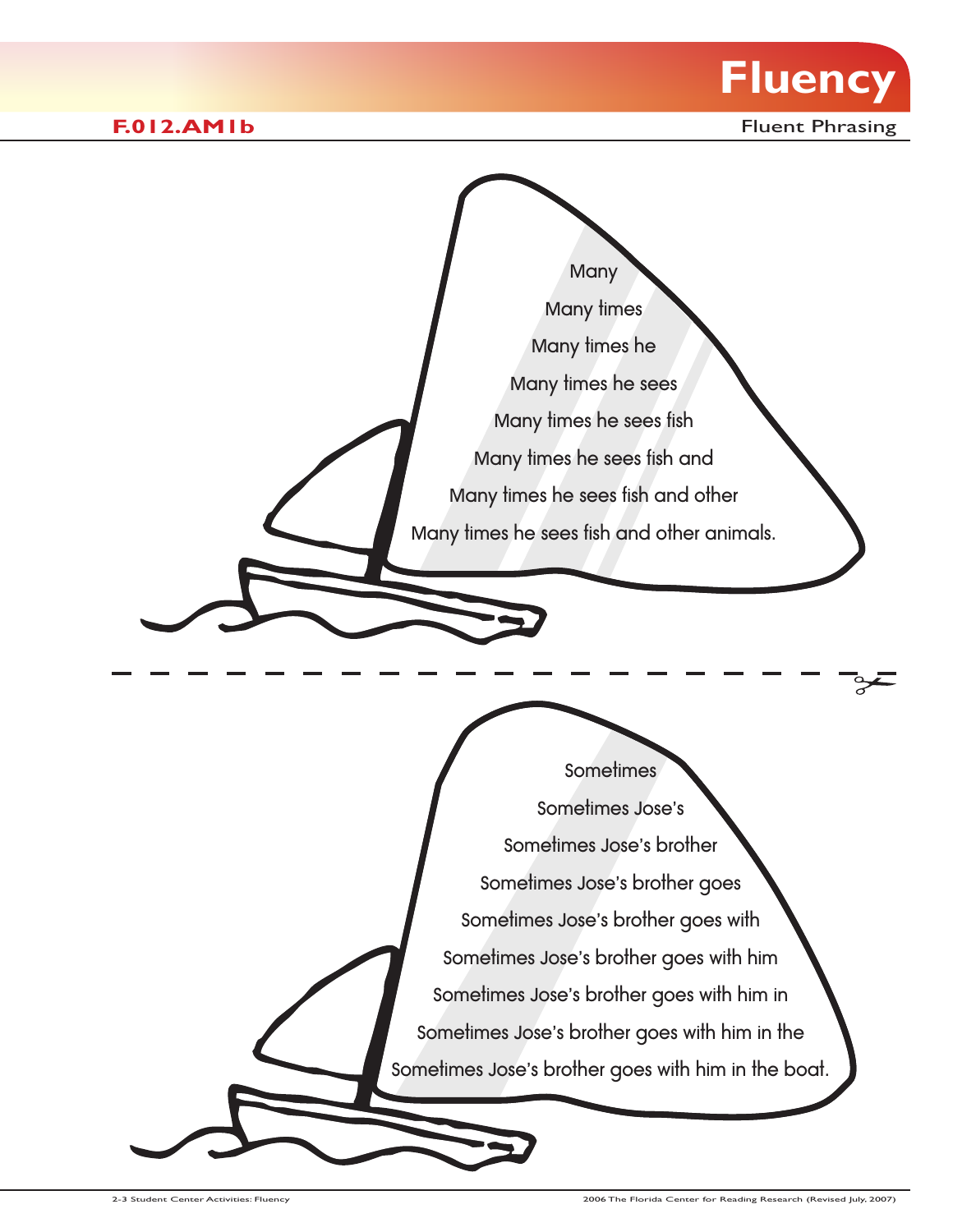# Fluency

**F.012.AM1b**

Fluent Phrasing

Many

Many times

Many times he

Many times he sees

Many times he sees fish

Many times he sees fish and

Many times he sees fish and other

Many times he sees fish and other animals.

---

Sometimes

Sometimes Jose's

Sometimes Jose's brother

Sometimes Jose's brother goes

Sometimes Jose's brother goes with

Sometimes Jose's brother goes with him

Sometimes Jose's brother goes with him in

Sometimes Jose's brother goes with him in the

Sometimes Jose's brother goes with him in the boat.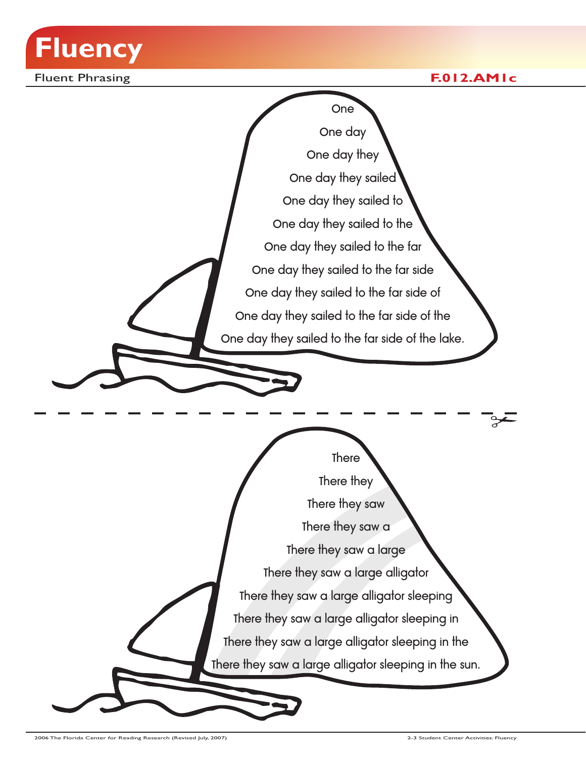# Fluency

Fluent Phrasing **F.012.AM1c**

One

One day

One day they

One day they sailed

One day they sailed to

One day they sailed to the

One day they sailed to the far

One day they sailed to the far side

One day they sailed to the far side of

One day they sailed to the far side of the

One day they sailed to the far side of the lake.

---

There

There they

There they saw

There they saw a

There they saw a large

There they saw a large alligator

There they saw a large alligator sleeping

There they saw a large alligator sleeping in

There they saw a large alligator sleeping in the

There they saw a large alligator sleeping in the sun.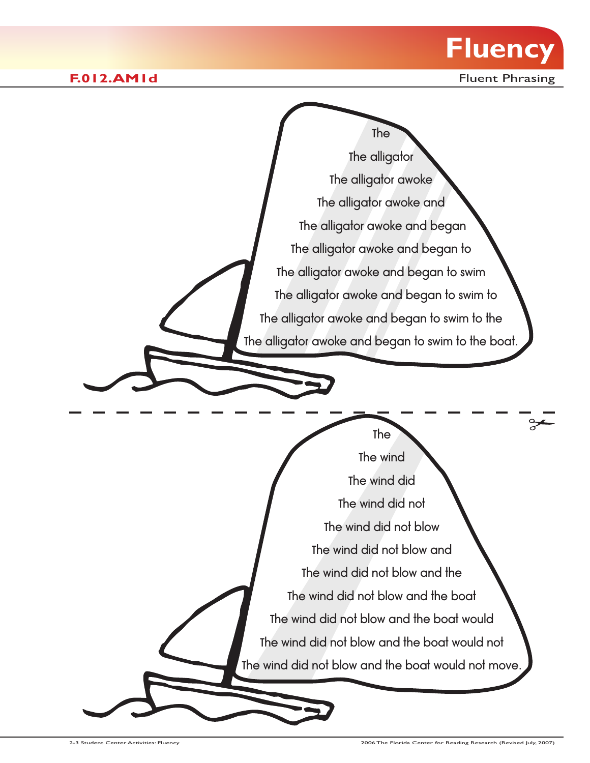# Fluency

**F.012.AM1d**

Fluent Phrasing

The

The alligator

The alligator awoke

The alligator awoke and

The alligator awoke and began

The alligator awoke and began to

The alligator awoke and began to swim

The alligator awoke and began to swim to

The alligator awoke and began to swim to the

The alligator awoke and began to swim to the boat.

---

The

The wind

The wind did

The wind did not

The wind did not blow

The wind did not blow and

The wind did not blow and the

The wind did not blow and the boat

The wind did not blow and the boat would

The wind did not blow and the boat would not

The wind did not blow and the boat would not move.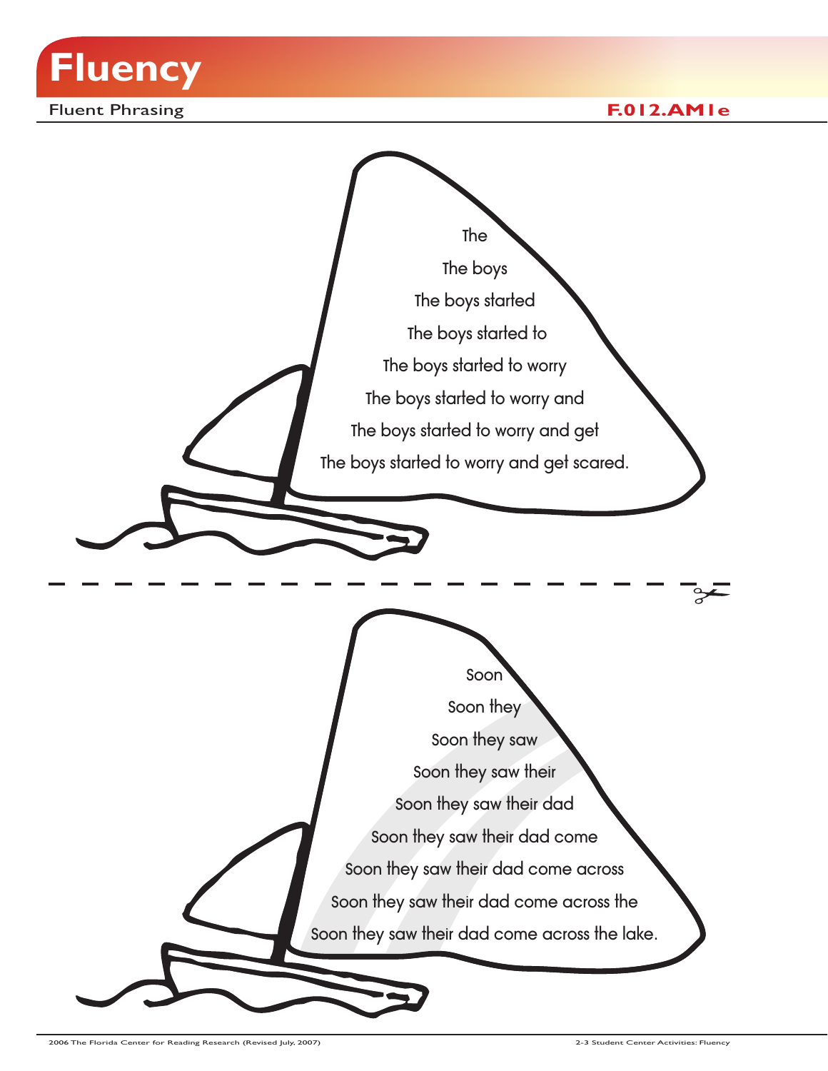# Fluency

Fluent Phrasing F.012.AM1e

The

The boys

The boys started

The boys started to

The boys started to worry

The boys started to worry and

The boys started to worry and get

The boys started to worry and get scared.

Soon

Soon they

Soon they saw

Soon they saw their

Soon they saw their dad

Soon they saw their dad come

Soon they saw their dad come across

Soon they saw their dad come across the

Soon they saw their dad come across the lake.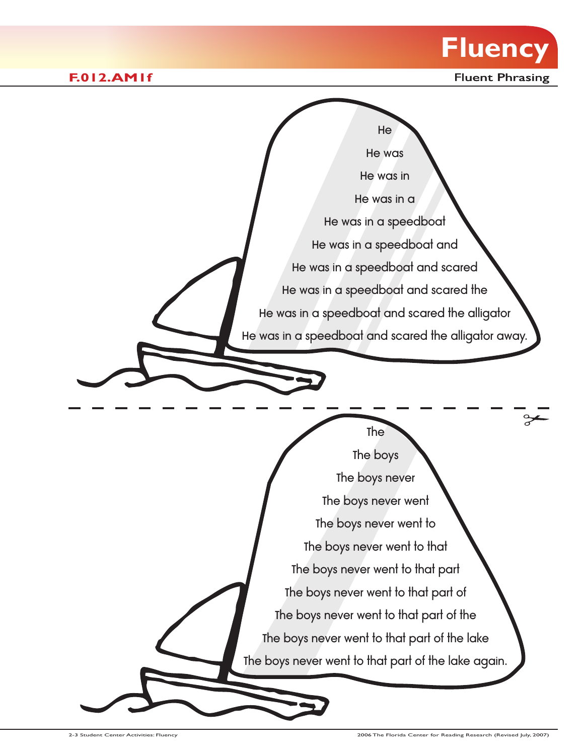# Fluency

**F.012.AM1f**

**Fluent Phrasing**

He

He was

He was in

He was in a

He was in a speedboat

He was in a speedboat and

He was in a speedboat and scared

He was in a speedboat and scared the

He was in a speedboat and scared the alligator

He was in a speedboat and scared the alligator away.

---

The

The boys

The boys never

The boys never went

The boys never went to

The boys never went to that

The boys never went to that part

The boys never went to that part of

The boys never went to that part of the

The boys never went to that part of the lake

The boys never went to that part of the lake again.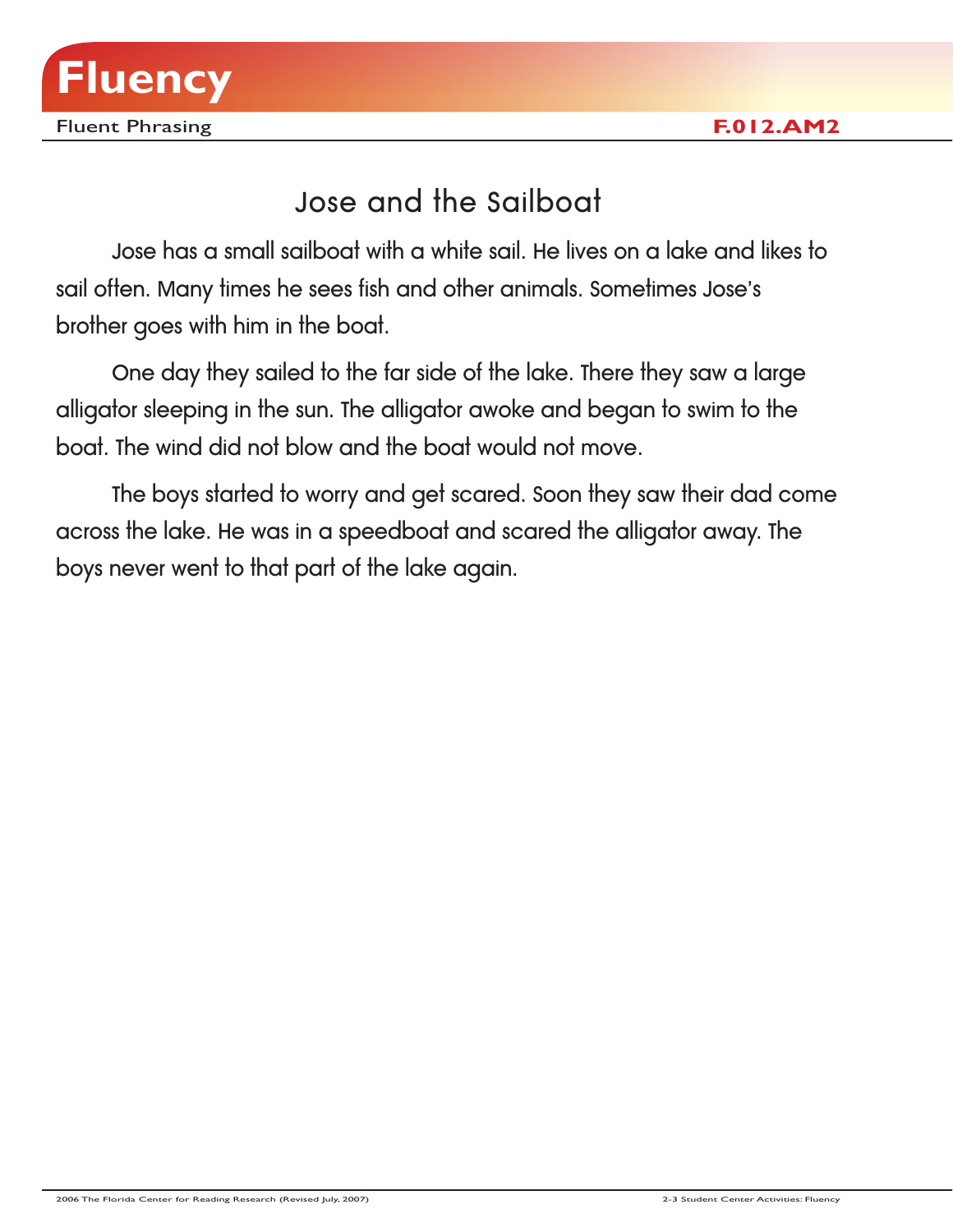# Fluency

Fluent Phrasing **F.012.AM2**

## Jose and the Sailboat

Jose has a small sailboat with a white sail. He lives on a lake and likes to sail often. Many times he sees fish and other animals. Sometimes Jose's brother goes with him in the boat.

One day they sailed to the far side of the lake. There they saw a large alligator sleeping in the sun. The alligator awoke and began to swim to the boat. The wind did not blow and the boat would not move.

The boys started to worry and get scared. Soon they saw their dad come across the lake. He was in a speedboat and scared the alligator away. The boys never went to that part of the lake again.